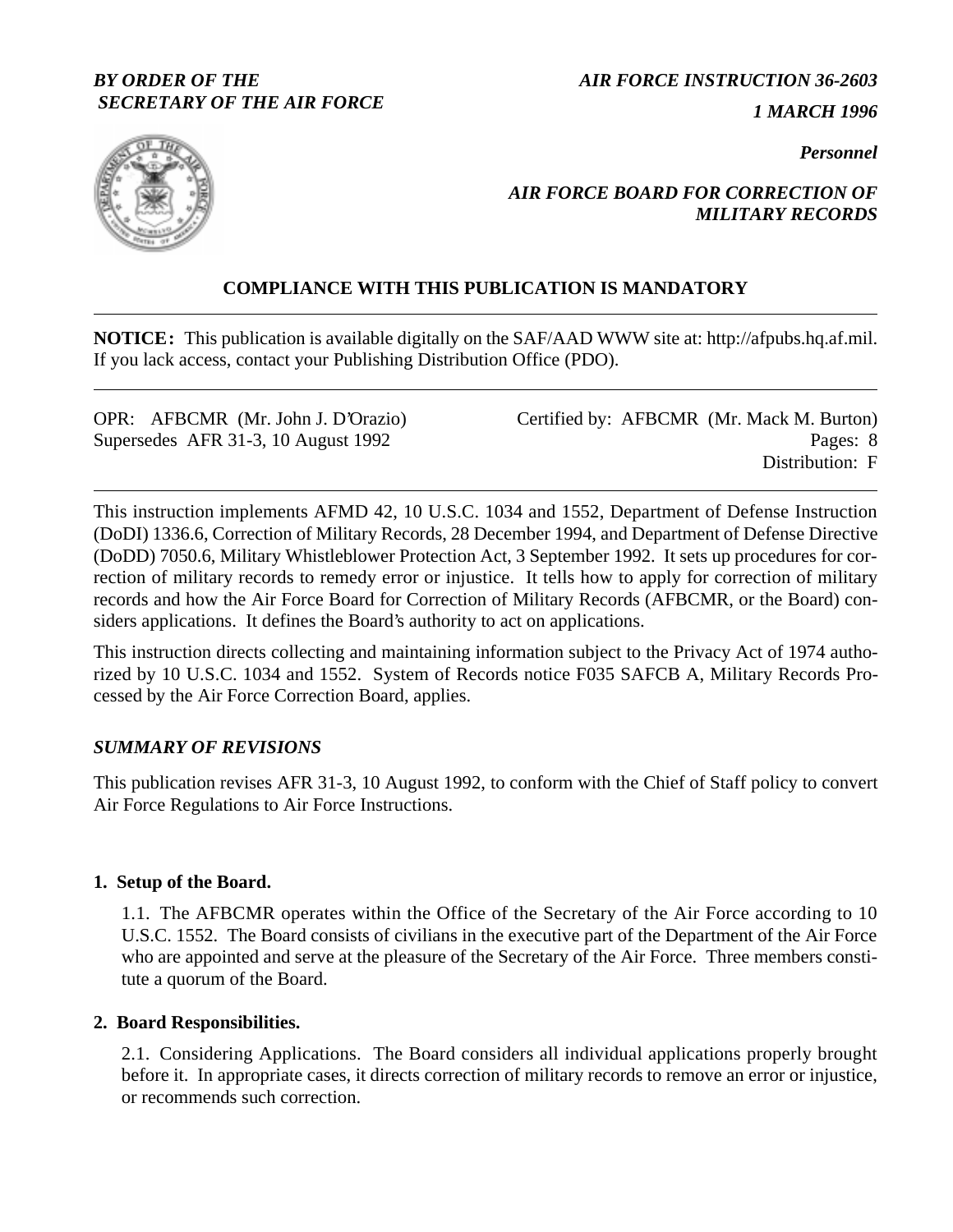***BY ORDER OF THE SECRETARY OF THE AIR FORCE***

***AIR FORCE INSTRUCTION 36-2603***

***1 MARCH 1996***

***Personnel***

***AIR FORCE BOARD FOR CORRECTION OF MILITARY RECORDS***

**COMPLIANCE WITH THIS PUBLICATION IS MANDATORY**

---

**NOTICE:** This publication is available digitally on the SAF/AAD WWW site at: http://afpubs.hq.af.mil. If you lack access, contact your Publishing Distribution Office (PDO).

---

OPR: AFBCMR (Mr. John J. D'Orazio)
Supersedes AFR 31-3, 10 August 1992

Certified by: AFBCMR (Mr. Mack M. Burton)
Pages: 8
Distribution: F

---

This instruction implements AFMD 42, 10 U.S.C. 1034 and 1552, Department of Defense Instruction (DoDI) 1336.6, Correction of Military Records, 28 December 1994, and Department of Defense Directive (DoDD) 7050.6, Military Whistleblower Protection Act, 3 September 1992. It sets up procedures for correction of military records to remedy error or injustice. It tells how to apply for correction of military records and how the Air Force Board for Correction of Military Records (AFBCMR, or the Board) considers applications. It defines the Board's authority to act on applications.

This instruction directs collecting and maintaining information subject to the Privacy Act of 1974 authorized by 10 U.S.C. 1034 and 1552. System of Records notice F035 SAFCB A, Military Records Processed by the Air Force Correction Board, applies.

## *SUMMARY OF REVISIONS*

This publication revises AFR 31-3, 10 August 1992, to conform with the Chief of Staff policy to convert Air Force Regulations to Air Force Instructions.

### 1. Setup of the Board.

1.1. The AFBCMR operates within the Office of the Secretary of the Air Force according to 10 U.S.C. 1552. The Board consists of civilians in the executive part of the Department of the Air Force who are appointed and serve at the pleasure of the Secretary of the Air Force. Three members constitute a quorum of the Board.

### 2. Board Responsibilities.

2.1. Considering Applications. The Board considers all individual applications properly brought before it. In appropriate cases, it directs correction of military records to remove an error or injustice, or recommends such correction.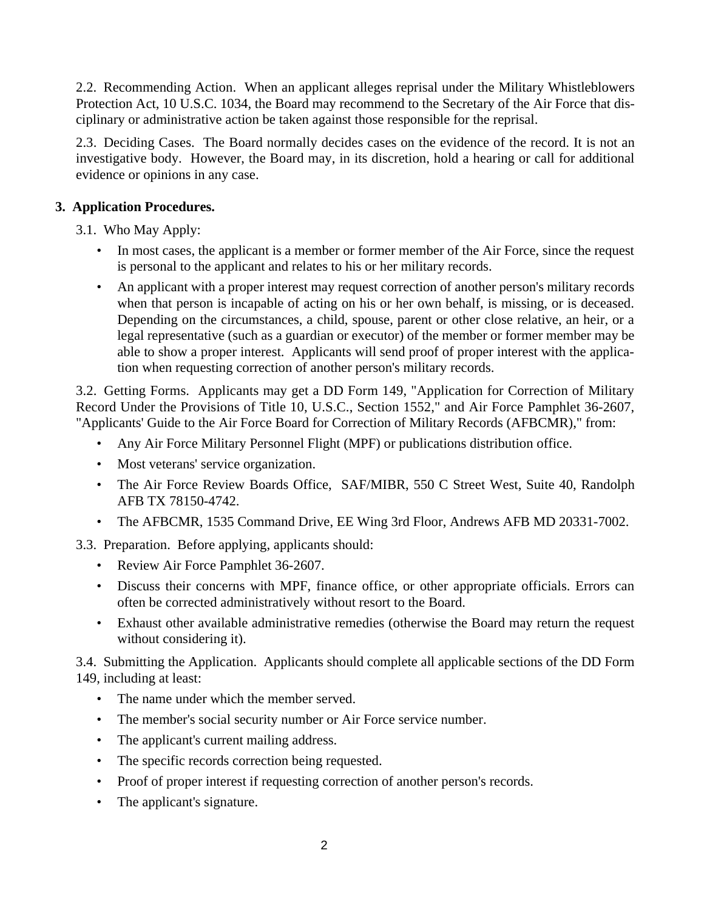2.2. Recommending Action. When an applicant alleges reprisal under the Military Whistleblowers Protection Act, 10 U.S.C. 1034, the Board may recommend to the Secretary of the Air Force that disciplinary or administrative action be taken against those responsible for the reprisal.

2.3. Deciding Cases. The Board normally decides cases on the evidence of the record. It is not an investigative body. However, the Board may, in its discretion, hold a hearing or call for additional evidence or opinions in any case.

**3. Application Procedures.**

3.1. Who May Apply:

- In most cases, the applicant is a member or former member of the Air Force, since the request is personal to the applicant and relates to his or her military records.
- An applicant with a proper interest may request correction of another person's military records when that person is incapable of acting on his or her own behalf, is missing, or is deceased. Depending on the circumstances, a child, spouse, parent or other close relative, an heir, or a legal representative (such as a guardian or executor) of the member or former member may be able to show a proper interest. Applicants will send proof of proper interest with the application when requesting correction of another person's military records.

3.2. Getting Forms. Applicants may get a DD Form 149, "Application for Correction of Military Record Under the Provisions of Title 10, U.S.C., Section 1552," and Air Force Pamphlet 36-2607, "Applicants' Guide to the Air Force Board for Correction of Military Records (AFBCMR)," from:

- Any Air Force Military Personnel Flight (MPF) or publications distribution office.
- Most veterans' service organization.
- The Air Force Review Boards Office, SAF/MIBR, 550 C Street West, Suite 40, Randolph AFB TX 78150-4742.
- The AFBCMR, 1535 Command Drive, EE Wing 3rd Floor, Andrews AFB MD 20331-7002.

3.3. Preparation. Before applying, applicants should:

- Review Air Force Pamphlet 36-2607.
- Discuss their concerns with MPF, finance office, or other appropriate officials. Errors can often be corrected administratively without resort to the Board.
- Exhaust other available administrative remedies (otherwise the Board may return the request without considering it).

3.4. Submitting the Application. Applicants should complete all applicable sections of the DD Form 149, including at least:

- The name under which the member served.
- The member's social security number or Air Force service number.
- The applicant's current mailing address.
- The specific records correction being requested.
- Proof of proper interest if requesting correction of another person's records.
- The applicant's signature.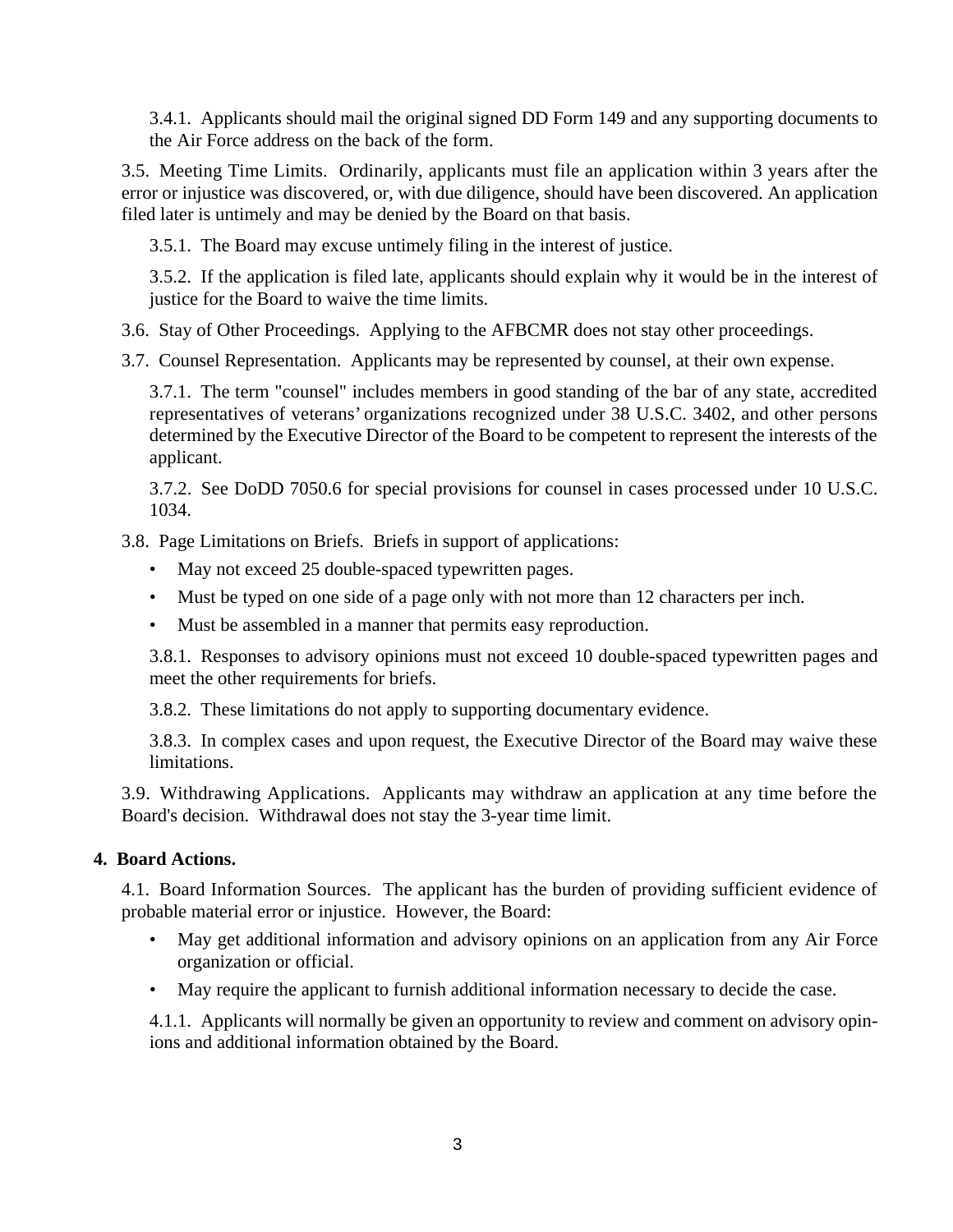3.4.1. Applicants should mail the original signed DD Form 149 and any supporting documents to the Air Force address on the back of the form.

3.5. Meeting Time Limits. Ordinarily, applicants must file an application within 3 years after the error or injustice was discovered, or, with due diligence, should have been discovered. An application filed later is untimely and may be denied by the Board on that basis.

3.5.1. The Board may excuse untimely filing in the interest of justice.

3.5.2. If the application is filed late, applicants should explain why it would be in the interest of justice for the Board to waive the time limits.

3.6. Stay of Other Proceedings. Applying to the AFBCMR does not stay other proceedings.

3.7. Counsel Representation. Applicants may be represented by counsel, at their own expense.

3.7.1. The term "counsel" includes members in good standing of the bar of any state, accredited representatives of veterans' organizations recognized under 38 U.S.C. 3402, and other persons determined by the Executive Director of the Board to be competent to represent the interests of the applicant.

3.7.2. See DoDD 7050.6 for special provisions for counsel in cases processed under 10 U.S.C. 1034.

3.8. Page Limitations on Briefs. Briefs in support of applications:

- May not exceed 25 double-spaced typewritten pages.
- Must be typed on one side of a page only with not more than 12 characters per inch.
- Must be assembled in a manner that permits easy reproduction.

3.8.1. Responses to advisory opinions must not exceed 10 double-spaced typewritten pages and meet the other requirements for briefs.

3.8.2. These limitations do not apply to supporting documentary evidence.

3.8.3. In complex cases and upon request, the Executive Director of the Board may waive these limitations.

3.9. Withdrawing Applications. Applicants may withdraw an application at any time before the Board's decision. Withdrawal does not stay the 3-year time limit.

## 4. Board Actions.

4.1. Board Information Sources. The applicant has the burden of providing sufficient evidence of probable material error or injustice. However, the Board:

- May get additional information and advisory opinions on an application from any Air Force organization or official.
- May require the applicant to furnish additional information necessary to decide the case.

4.1.1. Applicants will normally be given an opportunity to review and comment on advisory opinions and additional information obtained by the Board.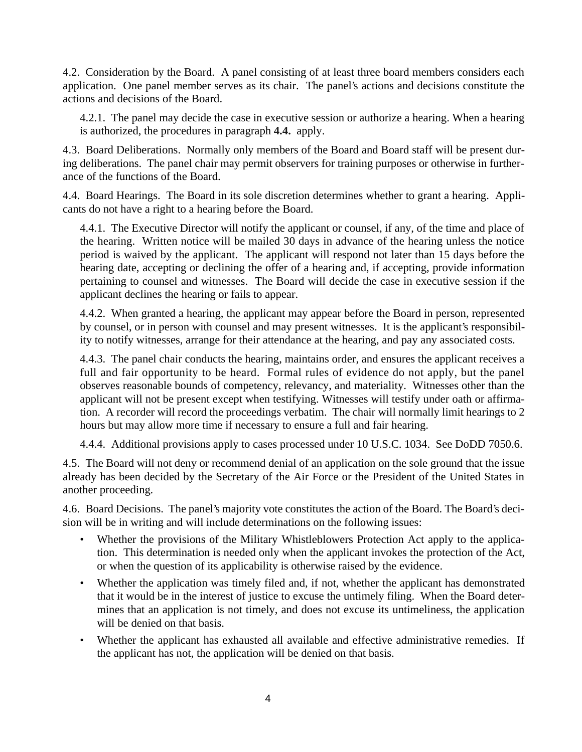4.2. Consideration by the Board. A panel consisting of at least three board members considers each application. One panel member serves as its chair. The panel's actions and decisions constitute the actions and decisions of the Board.

4.2.1. The panel may decide the case in executive session or authorize a hearing. When a hearing is authorized, the procedures in paragraph **4.4.** apply.

4.3. Board Deliberations. Normally only members of the Board and Board staff will be present during deliberations. The panel chair may permit observers for training purposes or otherwise in furtherance of the functions of the Board.

4.4. Board Hearings. The Board in its sole discretion determines whether to grant a hearing. Applicants do not have a right to a hearing before the Board.

4.4.1. The Executive Director will notify the applicant or counsel, if any, of the time and place of the hearing. Written notice will be mailed 30 days in advance of the hearing unless the notice period is waived by the applicant. The applicant will respond not later than 15 days before the hearing date, accepting or declining the offer of a hearing and, if accepting, provide information pertaining to counsel and witnesses. The Board will decide the case in executive session if the applicant declines the hearing or fails to appear.

4.4.2. When granted a hearing, the applicant may appear before the Board in person, represented by counsel, or in person with counsel and may present witnesses. It is the applicant's responsibility to notify witnesses, arrange for their attendance at the hearing, and pay any associated costs.

4.4.3. The panel chair conducts the hearing, maintains order, and ensures the applicant receives a full and fair opportunity to be heard. Formal rules of evidence do not apply, but the panel observes reasonable bounds of competency, relevancy, and materiality. Witnesses other than the applicant will not be present except when testifying. Witnesses will testify under oath or affirmation. A recorder will record the proceedings verbatim. The chair will normally limit hearings to 2 hours but may allow more time if necessary to ensure a full and fair hearing.

4.4.4. Additional provisions apply to cases processed under 10 U.S.C. 1034. See DoDD 7050.6.

4.5. The Board will not deny or recommend denial of an application on the sole ground that the issue already has been decided by the Secretary of the Air Force or the President of the United States in another proceeding.

4.6. Board Decisions. The panel's majority vote constitutes the action of the Board. The Board's decision will be in writing and will include determinations on the following issues:

- Whether the provisions of the Military Whistleblowers Protection Act apply to the application. This determination is needed only when the applicant invokes the protection of the Act, or when the question of its applicability is otherwise raised by the evidence.
- Whether the application was timely filed and, if not, whether the applicant has demonstrated that it would be in the interest of justice to excuse the untimely filing. When the Board determines that an application is not timely, and does not excuse its untimeliness, the application will be denied on that basis.
- Whether the applicant has exhausted all available and effective administrative remedies. If the applicant has not, the application will be denied on that basis.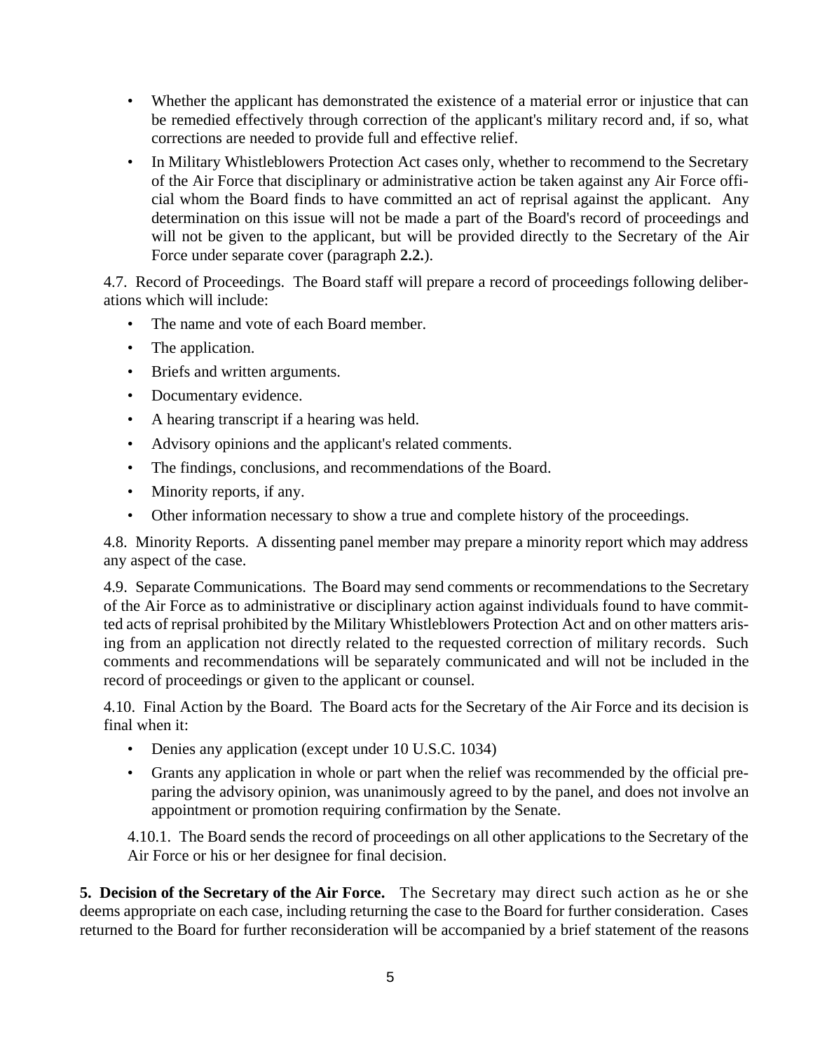- Whether the applicant has demonstrated the existence of a material error or injustice that can be remedied effectively through correction of the applicant's military record and, if so, what corrections are needed to provide full and effective relief.
- In Military Whistleblowers Protection Act cases only, whether to recommend to the Secretary of the Air Force that disciplinary or administrative action be taken against any Air Force official whom the Board finds to have committed an act of reprisal against the applicant. Any determination on this issue will not be made a part of the Board's record of proceedings and will not be given to the applicant, but will be provided directly to the Secretary of the Air Force under separate cover (paragraph **2.2.**).

4.7. Record of Proceedings. The Board staff will prepare a record of proceedings following deliberations which will include:

- The name and vote of each Board member.
- The application.
- Briefs and written arguments.
- Documentary evidence.
- A hearing transcript if a hearing was held.
- Advisory opinions and the applicant's related comments.
- The findings, conclusions, and recommendations of the Board.
- Minority reports, if any.
- Other information necessary to show a true and complete history of the proceedings.

4.8. Minority Reports. A dissenting panel member may prepare a minority report which may address any aspect of the case.

4.9. Separate Communications. The Board may send comments or recommendations to the Secretary of the Air Force as to administrative or disciplinary action against individuals found to have committed acts of reprisal prohibited by the Military Whistleblowers Protection Act and on other matters arising from an application not directly related to the requested correction of military records. Such comments and recommendations will be separately communicated and will not be included in the record of proceedings or given to the applicant or counsel.

4.10. Final Action by the Board. The Board acts for the Secretary of the Air Force and its decision is final when it:

- Denies any application (except under 10 U.S.C. 1034)
- Grants any application in whole or part when the relief was recommended by the official preparing the advisory opinion, was unanimously agreed to by the panel, and does not involve an appointment or promotion requiring confirmation by the Senate.

4.10.1. The Board sends the record of proceedings on all other applications to the Secretary of the Air Force or his or her designee for final decision.

**5. Decision of the Secretary of the Air Force.** The Secretary may direct such action as he or she deems appropriate on each case, including returning the case to the Board for further consideration. Cases returned to the Board for further reconsideration will be accompanied by a brief statement of the reasons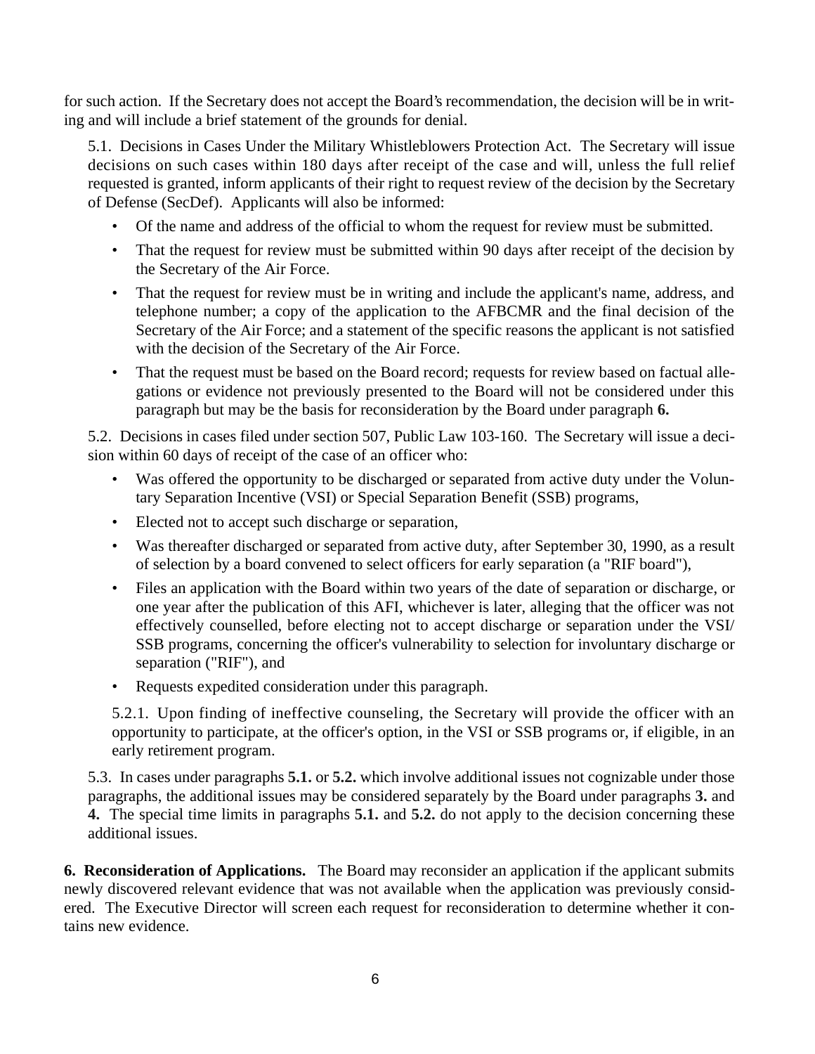for such action. If the Secretary does not accept the Board's recommendation, the decision will be in writing and will include a brief statement of the grounds for denial.

5.1. Decisions in Cases Under the Military Whistleblowers Protection Act. The Secretary will issue decisions on such cases within 180 days after receipt of the case and will, unless the full relief requested is granted, inform applicants of their right to request review of the decision by the Secretary of Defense (SecDef). Applicants will also be informed:

- Of the name and address of the official to whom the request for review must be submitted.
- That the request for review must be submitted within 90 days after receipt of the decision by the Secretary of the Air Force.
- That the request for review must be in writing and include the applicant's name, address, and telephone number; a copy of the application to the AFBCMR and the final decision of the Secretary of the Air Force; and a statement of the specific reasons the applicant is not satisfied with the decision of the Secretary of the Air Force.
- That the request must be based on the Board record; requests for review based on factual allegations or evidence not previously presented to the Board will not be considered under this paragraph but may be the basis for reconsideration by the Board under paragraph **6.**

5.2. Decisions in cases filed under section 507, Public Law 103-160. The Secretary will issue a decision within 60 days of receipt of the case of an officer who:

- Was offered the opportunity to be discharged or separated from active duty under the Voluntary Separation Incentive (VSI) or Special Separation Benefit (SSB) programs,
- Elected not to accept such discharge or separation,
- Was thereafter discharged or separated from active duty, after September 30, 1990, as a result of selection by a board convened to select officers for early separation (a "RIF board"),
- Files an application with the Board within two years of the date of separation or discharge, or one year after the publication of this AFI, whichever is later, alleging that the officer was not effectively counselled, before electing not to accept discharge or separation under the VSI/SSB programs, concerning the officer's vulnerability to selection for involuntary discharge or separation ("RIF"), and
- Requests expedited consideration under this paragraph.

5.2.1. Upon finding of ineffective counseling, the Secretary will provide the officer with an opportunity to participate, at the officer's option, in the VSI or SSB programs or, if eligible, in an early retirement program.

5.3. In cases under paragraphs **5.1.** or **5.2.** which involve additional issues not cognizable under those paragraphs, the additional issues may be considered separately by the Board under paragraphs **3.** and **4.** The special time limits in paragraphs **5.1.** and **5.2.** do not apply to the decision concerning these additional issues.

**6. Reconsideration of Applications.** The Board may reconsider an application if the applicant submits newly discovered relevant evidence that was not available when the application was previously considered. The Executive Director will screen each request for reconsideration to determine whether it contains new evidence.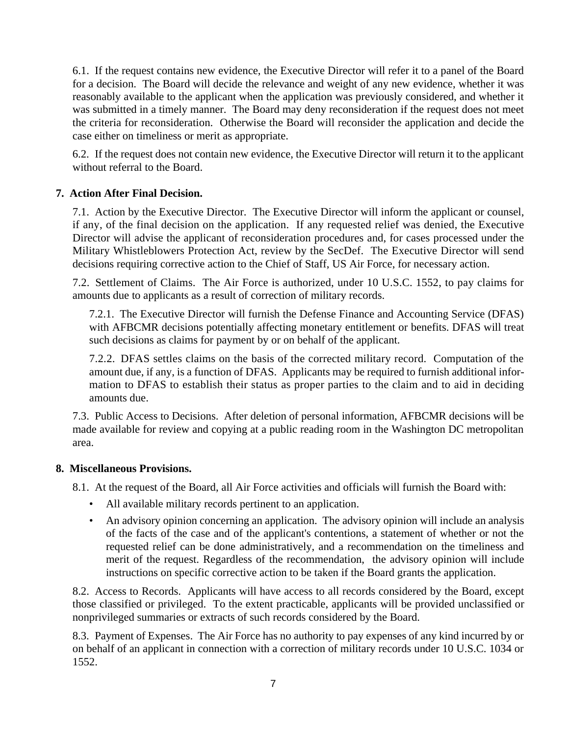6.1. If the request contains new evidence, the Executive Director will refer it to a panel of the Board for a decision. The Board will decide the relevance and weight of any new evidence, whether it was reasonably available to the applicant when the application was previously considered, and whether it was submitted in a timely manner. The Board may deny reconsideration if the request does not meet the criteria for reconsideration. Otherwise the Board will reconsider the application and decide the case either on timeliness or merit as appropriate.

6.2. If the request does not contain new evidence, the Executive Director will return it to the applicant without referral to the Board.

**7. Action After Final Decision.**

7.1. Action by the Executive Director. The Executive Director will inform the applicant or counsel, if any, of the final decision on the application. If any requested relief was denied, the Executive Director will advise the applicant of reconsideration procedures and, for cases processed under the Military Whistleblowers Protection Act, review by the SecDef. The Executive Director will send decisions requiring corrective action to the Chief of Staff, US Air Force, for necessary action.

7.2. Settlement of Claims. The Air Force is authorized, under 10 U.S.C. 1552, to pay claims for amounts due to applicants as a result of correction of military records.

7.2.1. The Executive Director will furnish the Defense Finance and Accounting Service (DFAS) with AFBCMR decisions potentially affecting monetary entitlement or benefits. DFAS will treat such decisions as claims for payment by or on behalf of the applicant.

7.2.2. DFAS settles claims on the basis of the corrected military record. Computation of the amount due, if any, is a function of DFAS. Applicants may be required to furnish additional information to DFAS to establish their status as proper parties to the claim and to aid in deciding amounts due.

7.3. Public Access to Decisions. After deletion of personal information, AFBCMR decisions will be made available for review and copying at a public reading room in the Washington DC metropolitan area.

**8. Miscellaneous Provisions.**

8.1. At the request of the Board, all Air Force activities and officials will furnish the Board with:

- All available military records pertinent to an application.
- An advisory opinion concerning an application. The advisory opinion will include an analysis of the facts of the case and of the applicant's contentions, a statement of whether or not the requested relief can be done administratively, and a recommendation on the timeliness and merit of the request. Regardless of the recommendation, the advisory opinion will include instructions on specific corrective action to be taken if the Board grants the application.

8.2. Access to Records. Applicants will have access to all records considered by the Board, except those classified or privileged. To the extent practicable, applicants will be provided unclassified or nonprivileged summaries or extracts of such records considered by the Board.

8.3. Payment of Expenses. The Air Force has no authority to pay expenses of any kind incurred by or on behalf of an applicant in connection with a correction of military records under 10 U.S.C. 1034 or 1552.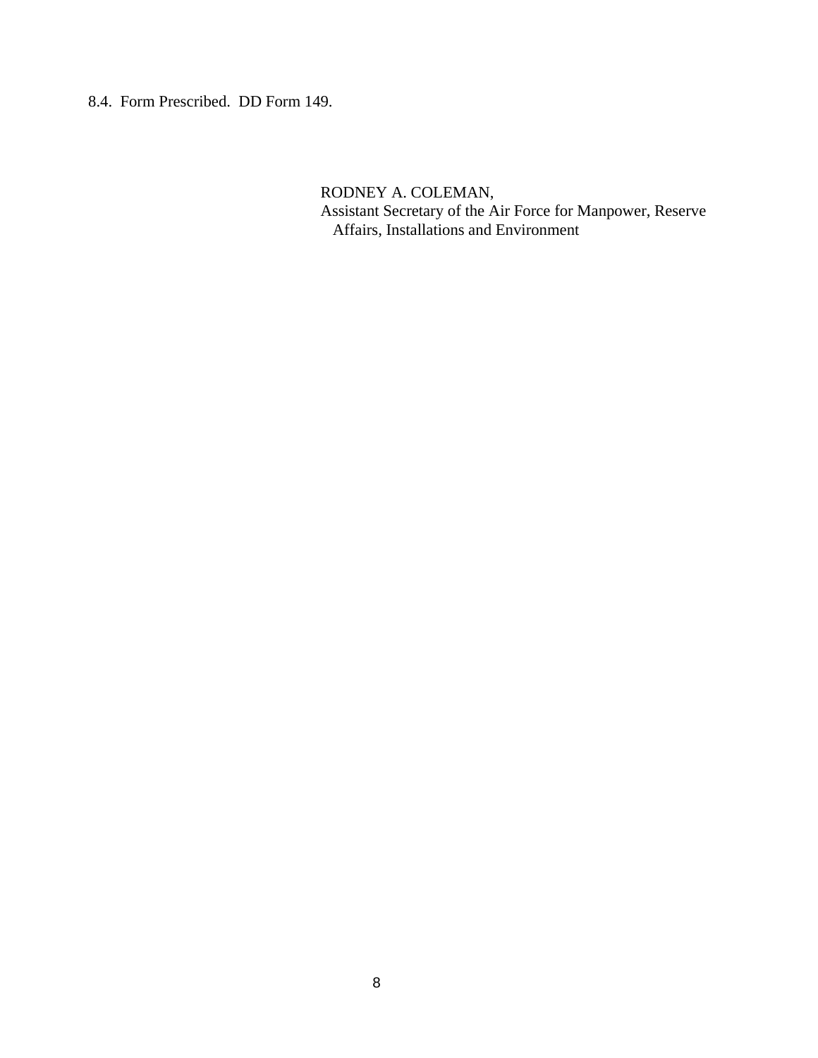8.4. Form Prescribed. DD Form 149.

RODNEY A. COLEMAN,
Assistant Secretary of the Air Force for Manpower, Reserve Affairs, Installations and Environment